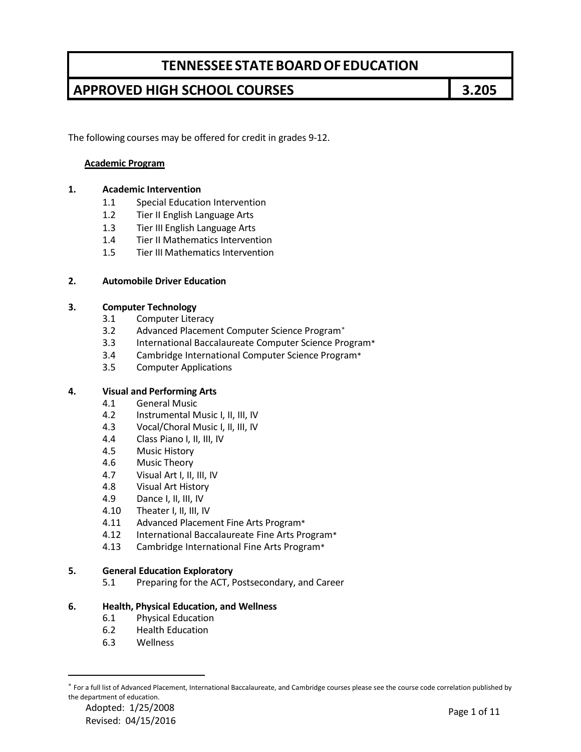# TENNESSEE STATE BOARD OF EDUCATION

## APPROVED HIGH SCHOOL COURSES — 3.205

The following courses may be offered for credit in grades 9-12.

**Academic Program**

**1. Academic Intervention**
- 1.1 Special Education Intervention
- 1.2 Tier II English Language Arts
- 1.3 Tier III English Language Arts
- 1.4 Tier II Mathematics Intervention
- 1.5 Tier III Mathematics Intervention

**2. Automobile Driver Education**

**3. Computer Technology**
- 3.1 Computer Literacy
- 3.2 Advanced Placement Computer Science Program*
- 3.3 International Baccalaureate Computer Science Program*
- 3.4 Cambridge International Computer Science Program*
- 3.5 Computer Applications

**4. Visual and Performing Arts**
- 4.1 General Music
- 4.2 Instrumental Music I, II, III, IV
- 4.3 Vocal/Choral Music I, II, III, IV
- 4.4 Class Piano I, II, III, IV
- 4.5 Music History
- 4.6 Music Theory
- 4.7 Visual Art I, II, III, IV
- 4.8 Visual Art History
- 4.9 Dance I, II, III, IV
- 4.10 Theater I, II, III, IV
- 4.11 Advanced Placement Fine Arts Program*
- 4.12 International Baccalaureate Fine Arts Program*
- 4.13 Cambridge International Fine Arts Program*

**5. General Education Exploratory**
- 5.1 Preparing for the ACT, Postsecondary, and Career

**6. Health, Physical Education, and Wellness**
- 6.1 Physical Education
- 6.2 Health Education
- 6.3 Wellness

---

* For a full list of Advanced Placement, International Baccalaureate, and Cambridge courses please see the course code correlation published by the department of education.

Adopted: 1/25/2008
Revised: 04/15/2016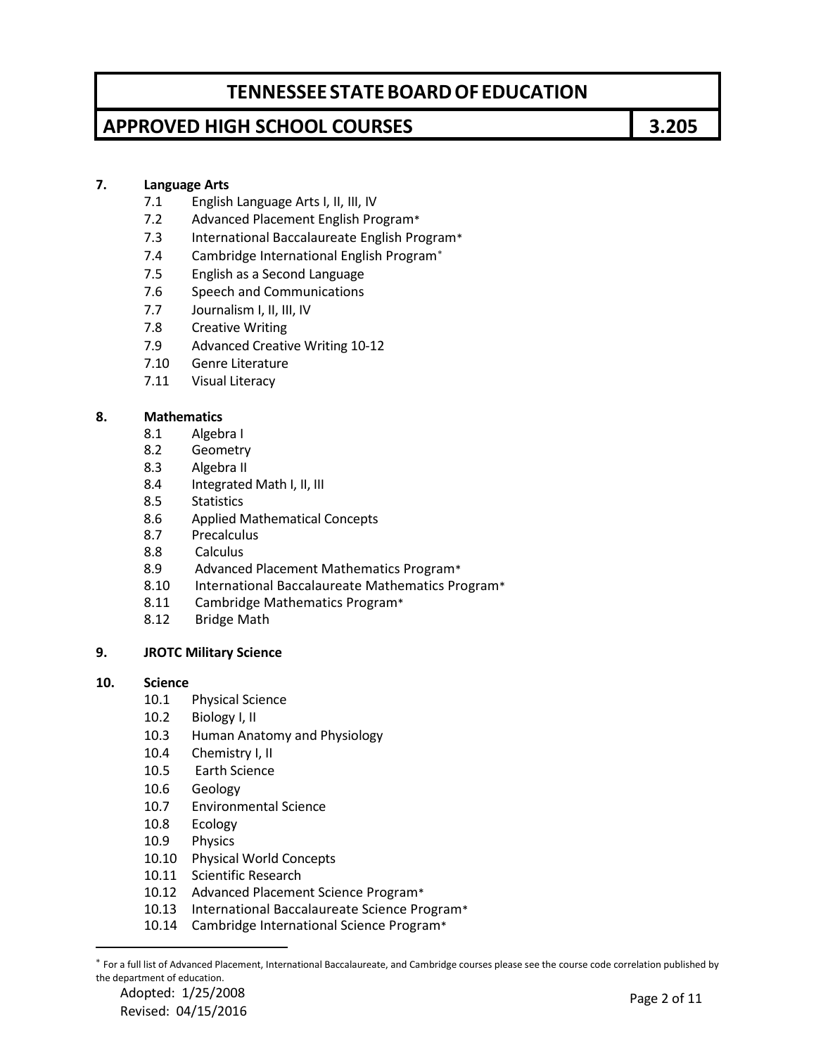**7. Language Arts**

- 7.1 English Language Arts I, II, III, IV
- 7.2 Advanced Placement English Program*
- 7.3 International Baccalaureate English Program*
- 7.4 Cambridge International English Program*
- 7.5 English as a Second Language
- 7.6 Speech and Communications
- 7.7 Journalism I, II, III, IV
- 7.8 Creative Writing
- 7.9 Advanced Creative Writing 10-12
- 7.10 Genre Literature
- 7.11 Visual Literacy

**8. Mathematics**

- 8.1 Algebra I
- 8.2 Geometry
- 8.3 Algebra II
- 8.4 Integrated Math I, II, III
- 8.5 Statistics
- 8.6 Applied Mathematical Concepts
- 8.7 Precalculus
- 8.8 Calculus
- 8.9 Advanced Placement Mathematics Program*
- 8.10 International Baccalaureate Mathematics Program*
- 8.11 Cambridge Mathematics Program*
- 8.12 Bridge Math

**9. JROTC Military Science**

**10. Science**

- 10.1 Physical Science
- 10.2 Biology I, II
- 10.3 Human Anatomy and Physiology
- 10.4 Chemistry I, II
- 10.5 Earth Science
- 10.6 Geology
- 10.7 Environmental Science
- 10.8 Ecology
- 10.9 Physics
- 10.10 Physical World Concepts
- 10.11 Scientific Research
- 10.12 Advanced Placement Science Program*
- 10.13 International Baccalaureate Science Program*
- 10.14 Cambridge International Science Program*

---

* For a full list of Advanced Placement, International Baccalaureate, and Cambridge courses please see the course code correlation published by the department of education.

Adopted: 1/25/2008
Revised: 04/15/2016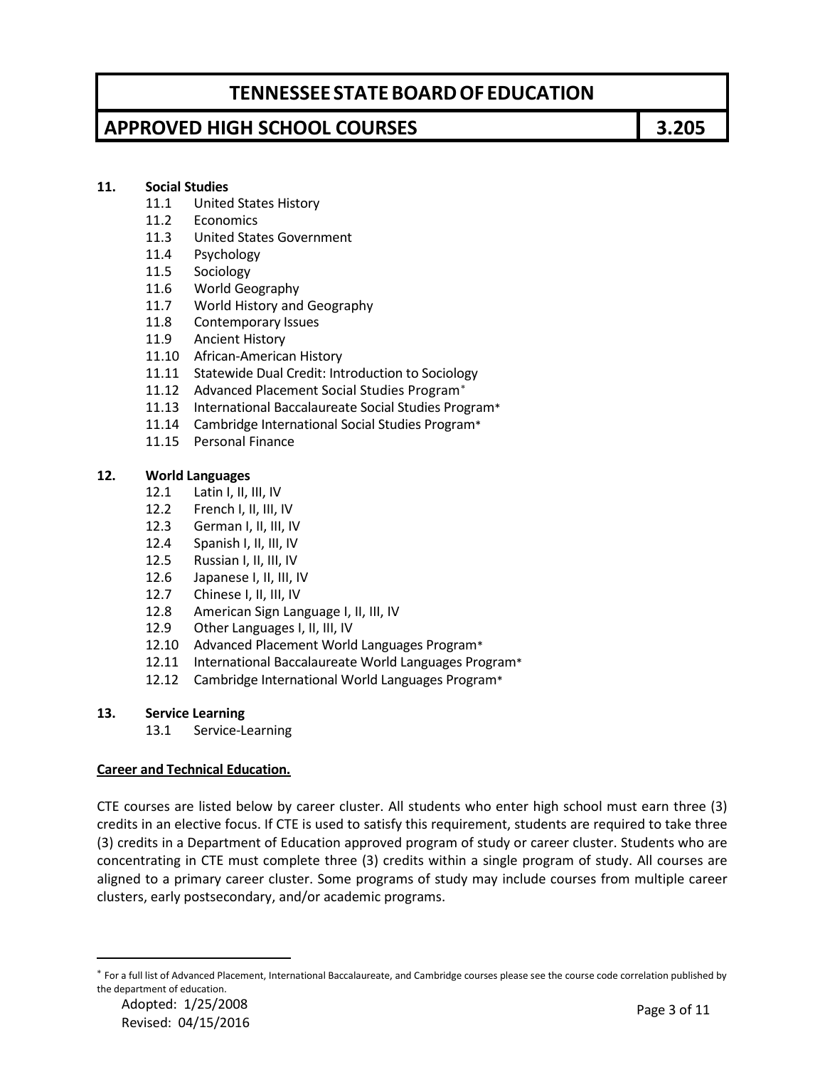**11. Social Studies**

- 11.1 United States History
- 11.2 Economics
- 11.3 United States Government
- 11.4 Psychology
- 11.5 Sociology
- 11.6 World Geography
- 11.7 World History and Geography
- 11.8 Contemporary Issues
- 11.9 Ancient History
- 11.10 African-American History
- 11.11 Statewide Dual Credit: Introduction to Sociology
- 11.12 Advanced Placement Social Studies Program*
- 11.13 International Baccalaureate Social Studies Program*
- 11.14 Cambridge International Social Studies Program*
- 11.15 Personal Finance

**12. World Languages**

- 12.1 Latin I, II, III, IV
- 12.2 French I, II, III, IV
- 12.3 German I, II, III, IV
- 12.4 Spanish I, II, III, IV
- 12.5 Russian I, II, III, IV
- 12.6 Japanese I, II, III, IV
- 12.7 Chinese I, II, III, IV
- 12.8 American Sign Language I, II, III, IV
- 12.9 Other Languages I, II, III, IV
- 12.10 Advanced Placement World Languages Program*
- 12.11 International Baccalaureate World Languages Program*
- 12.12 Cambridge International World Languages Program*

**13. Service Learning**

- 13.1 Service-Learning

**Career and Technical Education.**

CTE courses are listed below by career cluster. All students who enter high school must earn three (3) credits in an elective focus. If CTE is used to satisfy this requirement, students are required to take three (3) credits in a Department of Education approved program of study or career cluster. Students who are concentrating in CTE must complete three (3) credits within a single program of study. All courses are aligned to a primary career cluster. Some programs of study may include courses from multiple career clusters, early postsecondary, and/or academic programs.

---

* For a full list of Advanced Placement, International Baccalaureate, and Cambridge courses please see the course code correlation published by the department of education.

Adopted: 1/25/2008
Revised: 04/15/2016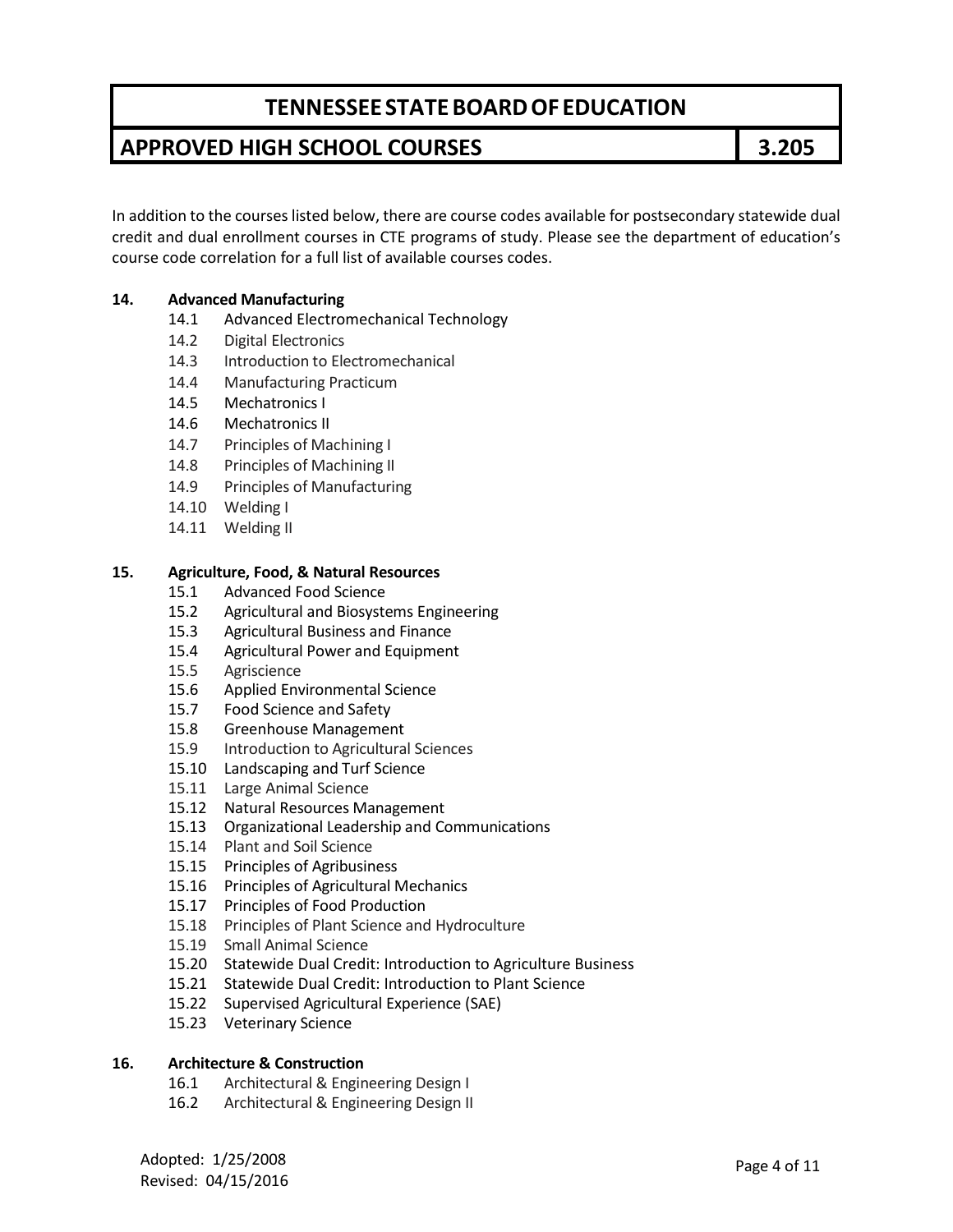# TENNESSEE STATE BOARD OF EDUCATION

## APPROVED HIGH SCHOOL COURSES 3.205

In addition to the courses listed below, there are course codes available for postsecondary statewide dual credit and dual enrollment courses in CTE programs of study. Please see the department of education's course code correlation for a full list of available courses codes.

**14. Advanced Manufacturing**

- 14.1 Advanced Electromechanical Technology
- 14.2 Digital Electronics
- 14.3 Introduction to Electromechanical
- 14.4 Manufacturing Practicum
- 14.5 Mechatronics I
- 14.6 Mechatronics II
- 14.7 Principles of Machining I
- 14.8 Principles of Machining II
- 14.9 Principles of Manufacturing
- 14.10 Welding I
- 14.11 Welding II

**15. Agriculture, Food, & Natural Resources**

- 15.1 Advanced Food Science
- 15.2 Agricultural and Biosystems Engineering
- 15.3 Agricultural Business and Finance
- 15.4 Agricultural Power and Equipment
- 15.5 Agriscience
- 15.6 Applied Environmental Science
- 15.7 Food Science and Safety
- 15.8 Greenhouse Management
- 15.9 Introduction to Agricultural Sciences
- 15.10 Landscaping and Turf Science
- 15.11 Large Animal Science
- 15.12 Natural Resources Management
- 15.13 Organizational Leadership and Communications
- 15.14 Plant and Soil Science
- 15.15 Principles of Agribusiness
- 15.16 Principles of Agricultural Mechanics
- 15.17 Principles of Food Production
- 15.18 Principles of Plant Science and Hydroculture
- 15.19 Small Animal Science
- 15.20 Statewide Dual Credit: Introduction to Agriculture Business
- 15.21 Statewide Dual Credit: Introduction to Plant Science
- 15.22 Supervised Agricultural Experience (SAE)
- 15.23 Veterinary Science

**16. Architecture & Construction**

- 16.1 Architectural & Engineering Design I
- 16.2 Architectural & Engineering Design II

Adopted: 1/25/2008
Revised: 04/15/2016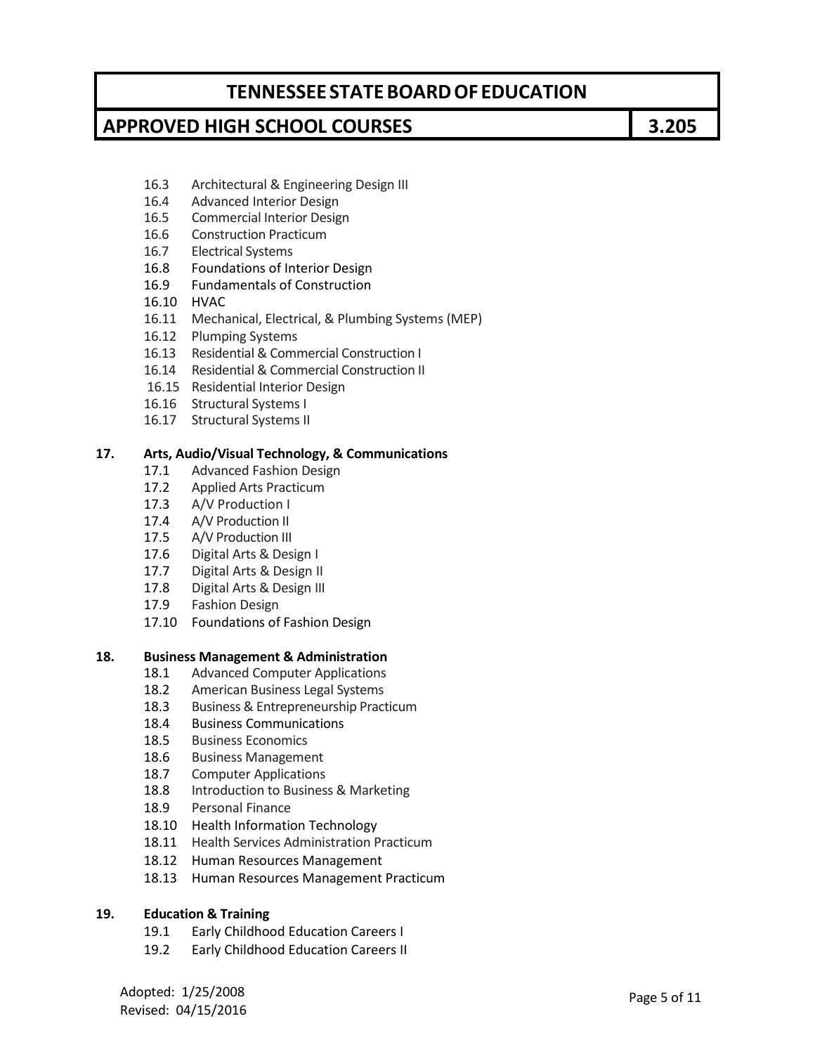16.3 Architectural & Engineering Design III
16.4 Advanced Interior Design
16.5 Commercial Interior Design
16.6 Construction Practicum
16.7 Electrical Systems
16.8 Foundations of Interior Design
16.9 Fundamentals of Construction
16.10 HVAC
16.11 Mechanical, Electrical, & Plumbing Systems (MEP)
16.12 Plumping Systems
16.13 Residential & Commercial Construction I
16.14 Residential & Commercial Construction II
16.15 Residential Interior Design
16.16 Structural Systems I
16.17 Structural Systems II

**17. Arts, Audio/Visual Technology, & Communications**

17.1 Advanced Fashion Design
17.2 Applied Arts Practicum
17.3 A/V Production I
17.4 A/V Production II
17.5 A/V Production III
17.6 Digital Arts & Design I
17.7 Digital Arts & Design II
17.8 Digital Arts & Design III
17.9 Fashion Design
17.10 Foundations of Fashion Design

**18. Business Management & Administration**

18.1 Advanced Computer Applications
18.2 American Business Legal Systems
18.3 Business & Entrepreneurship Practicum
18.4 Business Communications
18.5 Business Economics
18.6 Business Management
18.7 Computer Applications
18.8 Introduction to Business & Marketing
18.9 Personal Finance
18.10 Health Information Technology
18.11 Health Services Administration Practicum
18.12 Human Resources Management
18.13 Human Resources Management Practicum

**19. Education & Training**

19.1 Early Childhood Education Careers I
19.2 Early Childhood Education Careers II

Adopted: 1/25/2008
Revised: 04/15/2016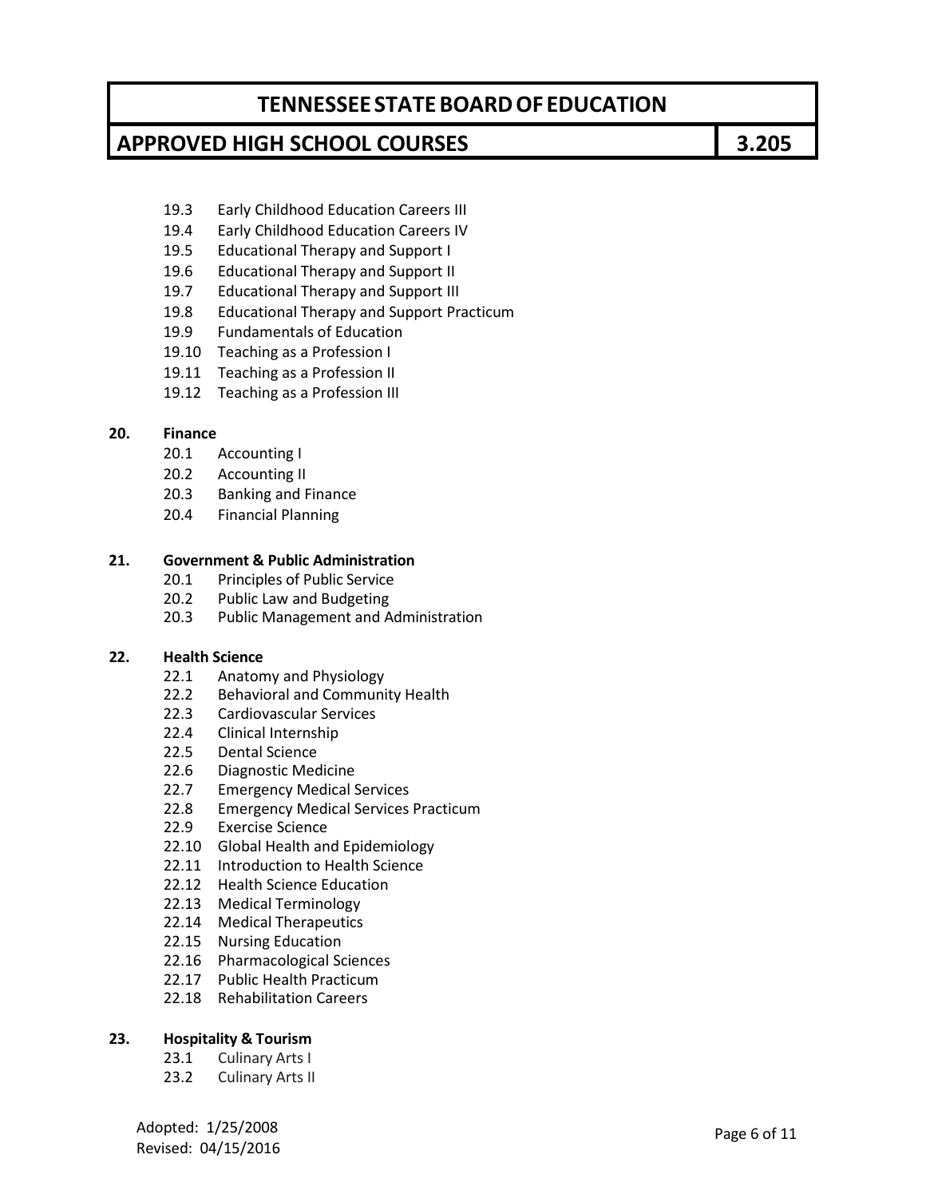19.3 Early Childhood Education Careers III
19.4 Early Childhood Education Careers IV
19.5 Educational Therapy and Support I
19.6 Educational Therapy and Support II
19.7 Educational Therapy and Support III
19.8 Educational Therapy and Support Practicum
19.9 Fundamentals of Education
19.10 Teaching as a Profession I
19.11 Teaching as a Profession II
19.12 Teaching as a Profession III

**20. Finance**

20.1 Accounting I
20.2 Accounting II
20.3 Banking and Finance
20.4 Financial Planning

**21. Government & Public Administration**

20.1 Principles of Public Service
20.2 Public Law and Budgeting
20.3 Public Management and Administration

**22. Health Science**

22.1 Anatomy and Physiology
22.2 Behavioral and Community Health
22.3 Cardiovascular Services
22.4 Clinical Internship
22.5 Dental Science
22.6 Diagnostic Medicine
22.7 Emergency Medical Services
22.8 Emergency Medical Services Practicum
22.9 Exercise Science
22.10 Global Health and Epidemiology
22.11 Introduction to Health Science
22.12 Health Science Education
22.13 Medical Terminology
22.14 Medical Therapeutics
22.15 Nursing Education
22.16 Pharmacological Sciences
22.17 Public Health Practicum
22.18 Rehabilitation Careers

**23. Hospitality & Tourism**

23.1 Culinary Arts I
23.2 Culinary Arts II

Adopted: 1/25/2008
Revised: 04/15/2016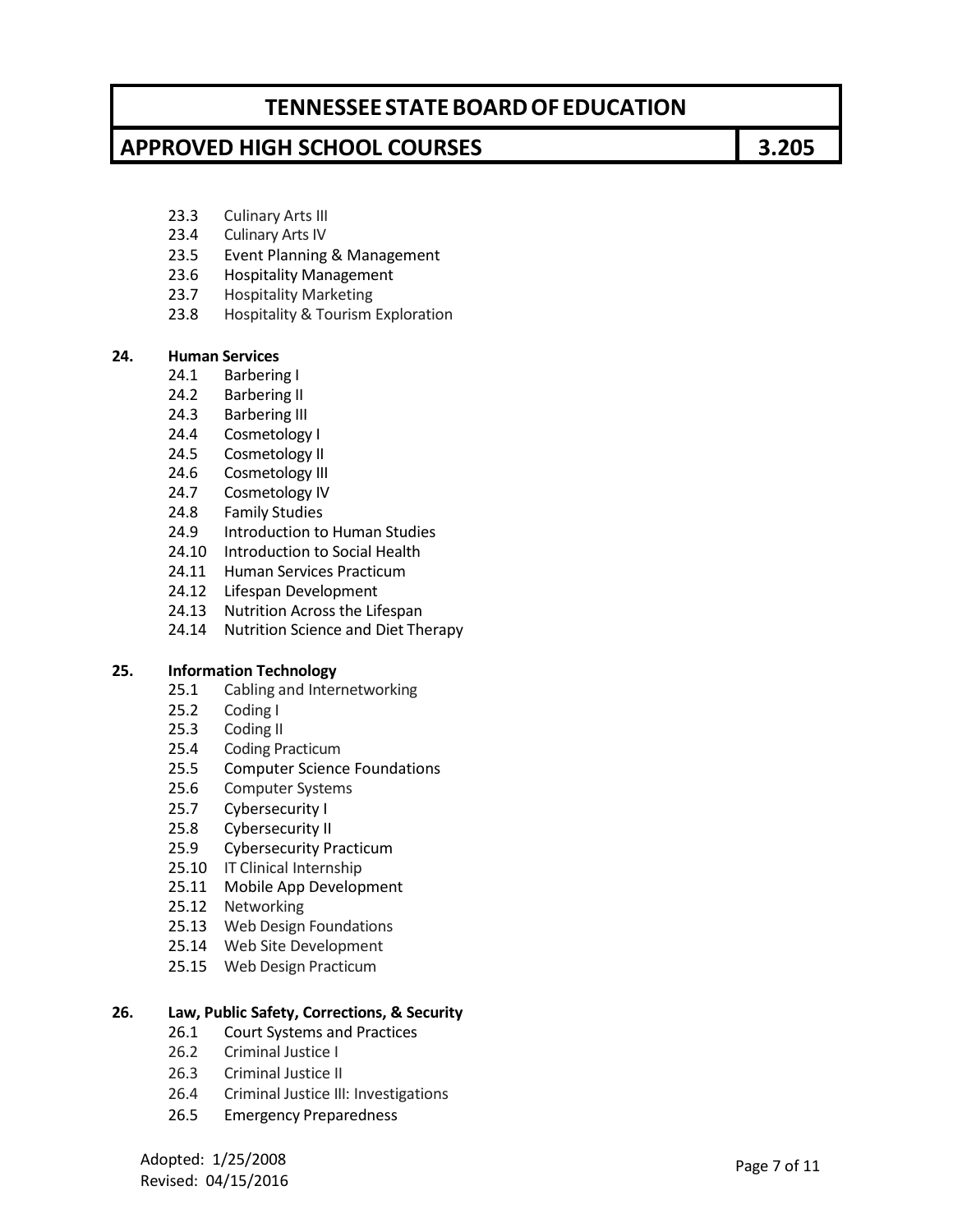- 23.3 Culinary Arts III
- 23.4 Culinary Arts IV
- 23.5 Event Planning & Management
- 23.6 Hospitality Management
- 23.7 Hospitality Marketing
- 23.8 Hospitality & Tourism Exploration

**24. Human Services**

- 24.1 Barbering I
- 24.2 Barbering II
- 24.3 Barbering III
- 24.4 Cosmetology I
- 24.5 Cosmetology II
- 24.6 Cosmetology III
- 24.7 Cosmetology IV
- 24.8 Family Studies
- 24.9 Introduction to Human Studies
- 24.10 Introduction to Social Health
- 24.11 Human Services Practicum
- 24.12 Lifespan Development
- 24.13 Nutrition Across the Lifespan
- 24.14 Nutrition Science and Diet Therapy

**25. Information Technology**

- 25.1 Cabling and Internetworking
- 25.2 Coding I
- 25.3 Coding II
- 25.4 Coding Practicum
- 25.5 Computer Science Foundations
- 25.6 Computer Systems
- 25.7 Cybersecurity I
- 25.8 Cybersecurity II
- 25.9 Cybersecurity Practicum
- 25.10 IT Clinical Internship
- 25.11 Mobile App Development
- 25.12 Networking
- 25.13 Web Design Foundations
- 25.14 Web Site Development
- 25.15 Web Design Practicum

**26. Law, Public Safety, Corrections, & Security**

- 26.1 Court Systems and Practices
- 26.2 Criminal Justice I
- 26.3 Criminal Justice II
- 26.4 Criminal Justice III: Investigations
- 26.5 Emergency Preparedness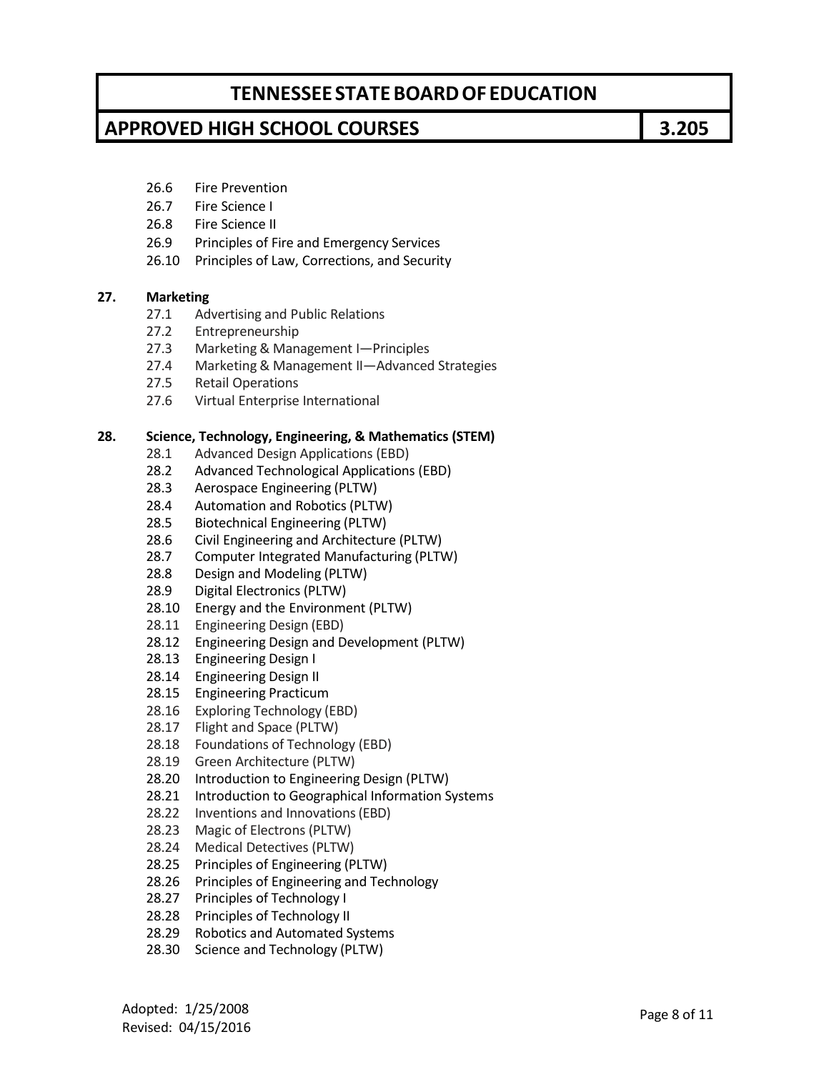26.6 Fire Prevention
26.7 Fire Science I
26.8 Fire Science II
26.9 Principles of Fire and Emergency Services
26.10 Principles of Law, Corrections, and Security

**27. Marketing**

27.1 Advertising and Public Relations
27.2 Entrepreneurship
27.3 Marketing & Management I—Principles
27.4 Marketing & Management II—Advanced Strategies
27.5 Retail Operations
27.6 Virtual Enterprise International

**28. Science, Technology, Engineering, & Mathematics (STEM)**

28.1 Advanced Design Applications (EBD)
28.2 Advanced Technological Applications (EBD)
28.3 Aerospace Engineering (PLTW)
28.4 Automation and Robotics (PLTW)
28.5 Biotechnical Engineering (PLTW)
28.6 Civil Engineering and Architecture (PLTW)
28.7 Computer Integrated Manufacturing (PLTW)
28.8 Design and Modeling (PLTW)
28.9 Digital Electronics (PLTW)
28.10 Energy and the Environment (PLTW)
28.11 Engineering Design (EBD)
28.12 Engineering Design and Development (PLTW)
28.13 Engineering Design I
28.14 Engineering Design II
28.15 Engineering Practicum
28.16 Exploring Technology (EBD)
28.17 Flight and Space (PLTW)
28.18 Foundations of Technology (EBD)
28.19 Green Architecture (PLTW)
28.20 Introduction to Engineering Design (PLTW)
28.21 Introduction to Geographical Information Systems
28.22 Inventions and Innovations (EBD)
28.23 Magic of Electrons (PLTW)
28.24 Medical Detectives (PLTW)
28.25 Principles of Engineering (PLTW)
28.26 Principles of Engineering and Technology
28.27 Principles of Technology I
28.28 Principles of Technology II
28.29 Robotics and Automated Systems
28.30 Science and Technology (PLTW)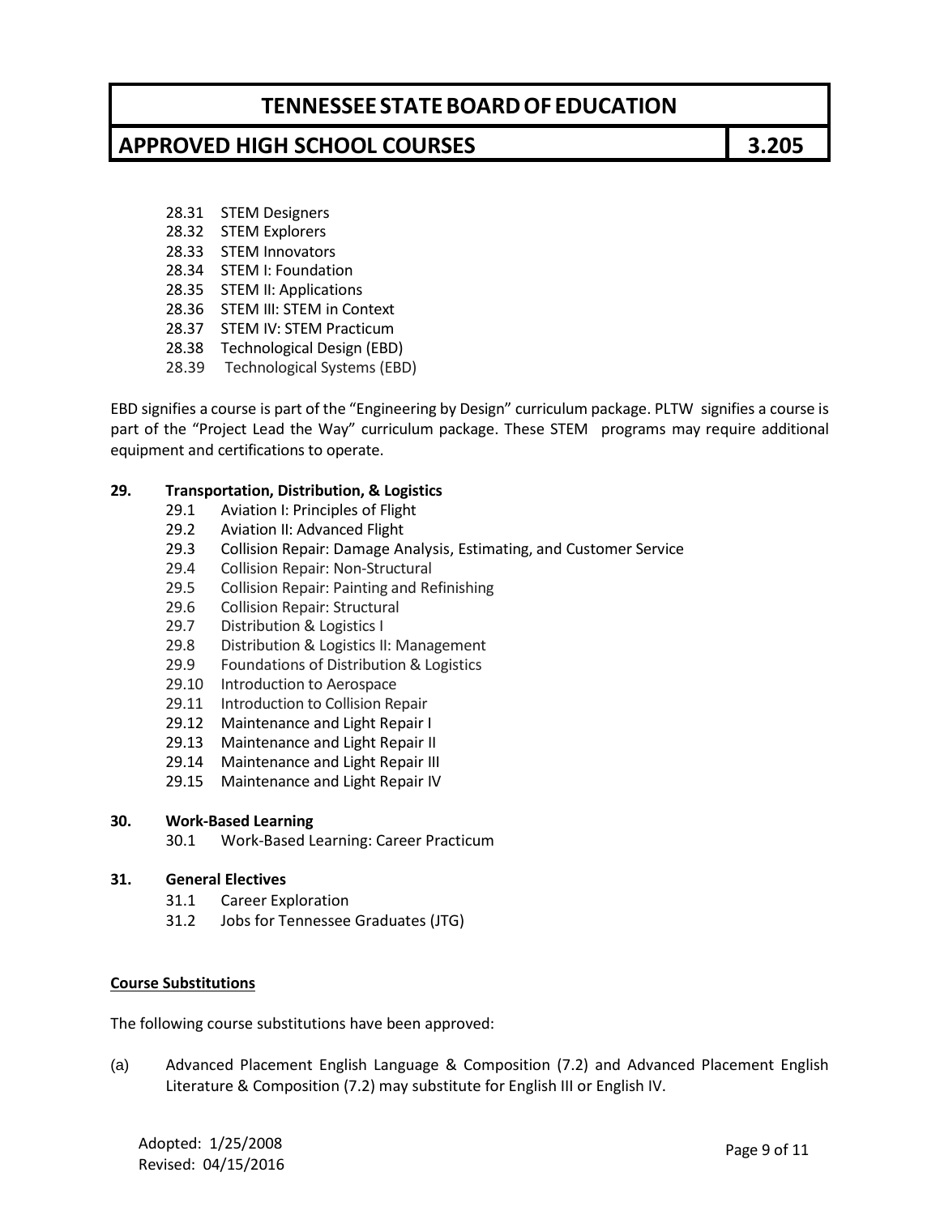28.31 STEM Designers
28.32 STEM Explorers
28.33 STEM Innovators
28.34 STEM I: Foundation
28.35 STEM II: Applications
28.36 STEM III: STEM in Context
28.37 STEM IV: STEM Practicum
28.38 Technological Design (EBD)
28.39 Technological Systems (EBD)

EBD signifies a course is part of the "Engineering by Design" curriculum package. PLTW signifies a course is part of the "Project Lead the Way" curriculum package. These STEM programs may require additional equipment and certifications to operate.

**29. Transportation, Distribution, & Logistics**

29.1 Aviation I: Principles of Flight
29.2 Aviation II: Advanced Flight
29.3 Collision Repair: Damage Analysis, Estimating, and Customer Service
29.4 Collision Repair: Non-Structural
29.5 Collision Repair: Painting and Refinishing
29.6 Collision Repair: Structural
29.7 Distribution & Logistics I
29.8 Distribution & Logistics II: Management
29.9 Foundations of Distribution & Logistics
29.10 Introduction to Aerospace
29.11 Introduction to Collision Repair
29.12 Maintenance and Light Repair I
29.13 Maintenance and Light Repair II
29.14 Maintenance and Light Repair III
29.15 Maintenance and Light Repair IV

**30. Work-Based Learning**

30.1 Work-Based Learning: Career Practicum

**31. General Electives**

31.1 Career Exploration
31.2 Jobs for Tennessee Graduates (JTG)

**Course Substitutions**

The following course substitutions have been approved:

(a) Advanced Placement English Language & Composition (7.2) and Advanced Placement English Literature & Composition (7.2) may substitute for English III or English IV.

Adopted: 1/25/2008
Revised: 04/15/2016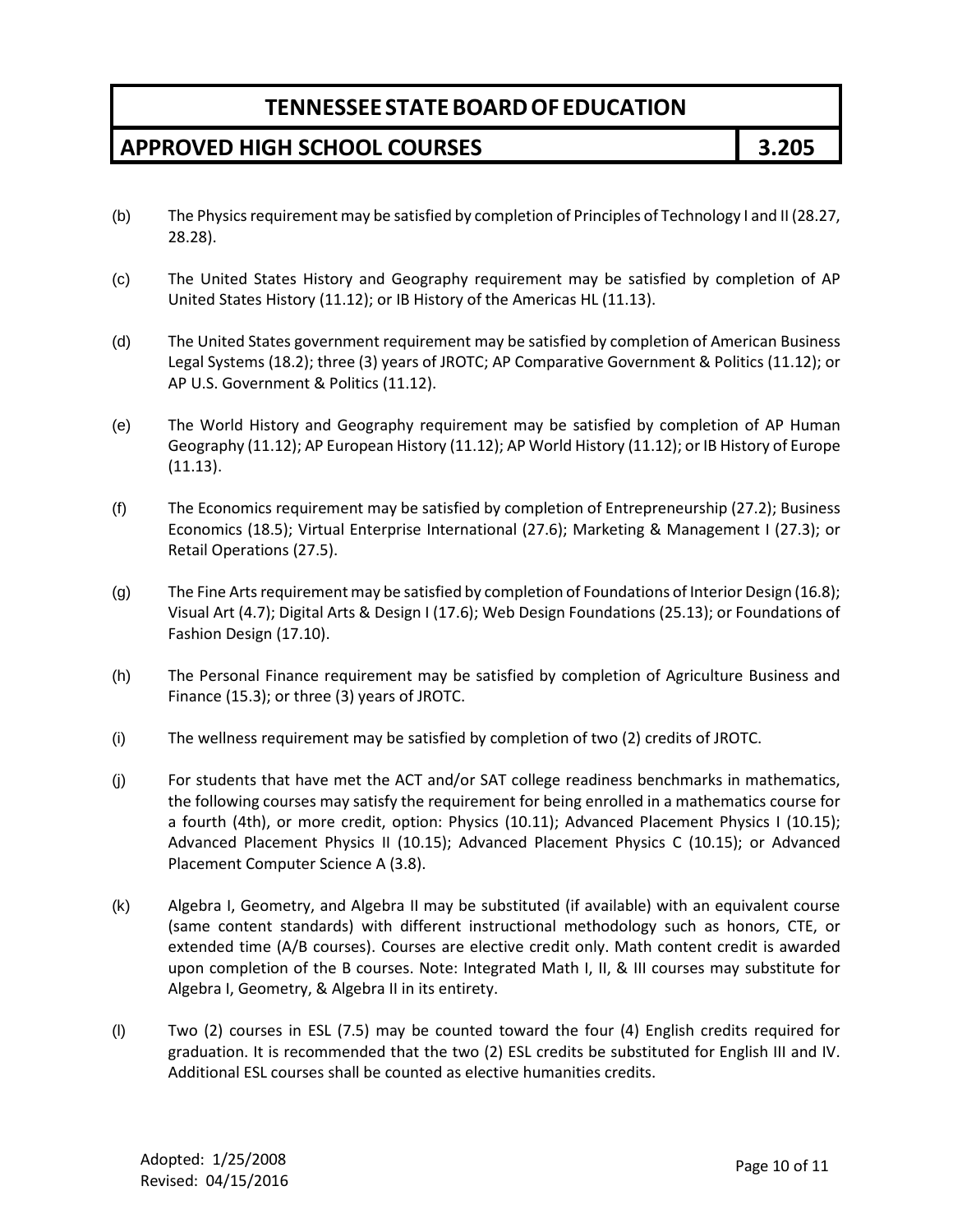(b) The Physics requirement may be satisfied by completion of Principles of Technology I and II (28.27, 28.28).

(c) The United States History and Geography requirement may be satisfied by completion of AP United States History (11.12); or IB History of the Americas HL (11.13).

(d) The United States government requirement may be satisfied by completion of American Business Legal Systems (18.2); three (3) years of JROTC; AP Comparative Government & Politics (11.12); or AP U.S. Government & Politics (11.12).

(e) The World History and Geography requirement may be satisfied by completion of AP Human Geography (11.12); AP European History (11.12); AP World History (11.12); or IB History of Europe (11.13).

(f) The Economics requirement may be satisfied by completion of Entrepreneurship (27.2); Business Economics (18.5); Virtual Enterprise International (27.6); Marketing & Management I (27.3); or Retail Operations (27.5).

(g) The Fine Arts requirement may be satisfied by completion of Foundations of Interior Design (16.8); Visual Art (4.7); Digital Arts & Design I (17.6); Web Design Foundations (25.13); or Foundations of Fashion Design (17.10).

(h) The Personal Finance requirement may be satisfied by completion of Agriculture Business and Finance (15.3); or three (3) years of JROTC.

(i) The wellness requirement may be satisfied by completion of two (2) credits of JROTC.

(j) For students that have met the ACT and/or SAT college readiness benchmarks in mathematics, the following courses may satisfy the requirement for being enrolled in a mathematics course for a fourth (4th), or more credit, option: Physics (10.11); Advanced Placement Physics I (10.15); Advanced Placement Physics II (10.15); Advanced Placement Physics C (10.15); or Advanced Placement Computer Science A (3.8).

(k) Algebra I, Geometry, and Algebra II may be substituted (if available) with an equivalent course (same content standards) with different instructional methodology such as honors, CTE, or extended time (A/B courses). Courses are elective credit only. Math content credit is awarded upon completion of the B courses. Note: Integrated Math I, II, & III courses may substitute for Algebra I, Geometry, & Algebra II in its entirety.

(l) Two (2) courses in ESL (7.5) may be counted toward the four (4) English credits required for graduation. It is recommended that the two (2) ESL credits be substituted for English III and IV. Additional ESL courses shall be counted as elective humanities credits.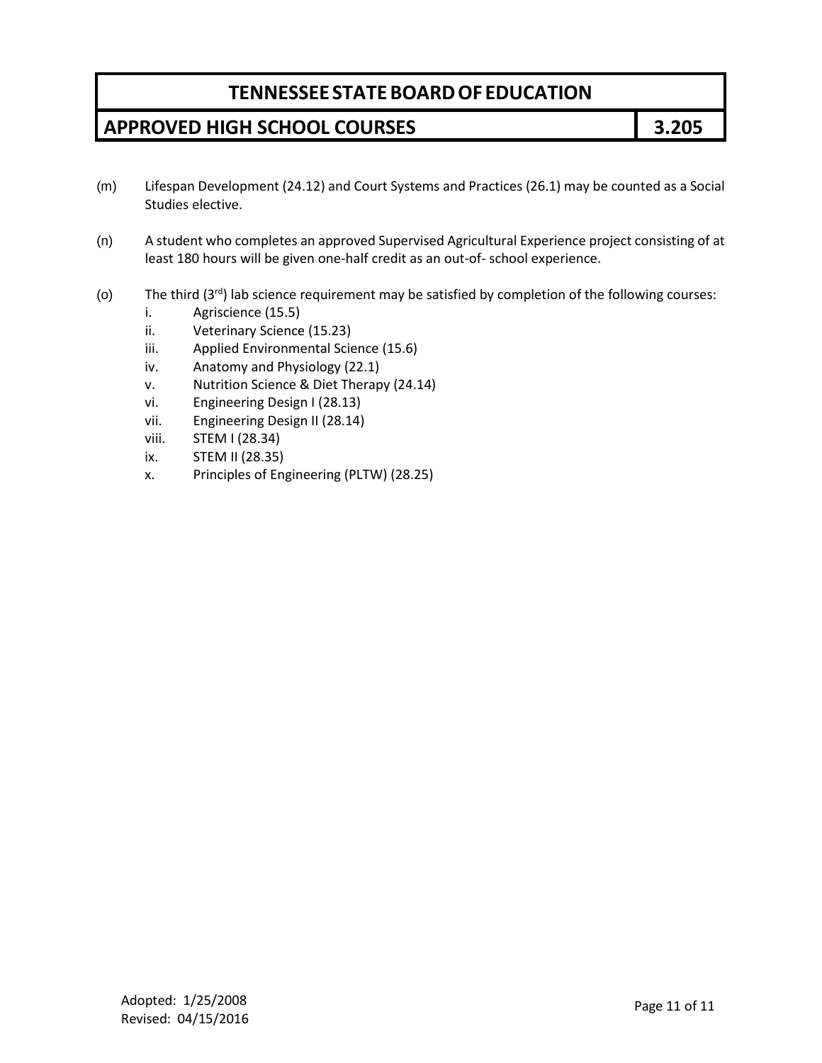(m) Lifespan Development (24.12) and Court Systems and Practices (26.1) may be counted as a Social Studies elective.

(n) A student who completes an approved Supervised Agricultural Experience project consisting of at least 180 hours will be given one-half credit as an out-of- school experience.

(o) The third (3rd) lab science requirement may be satisfied by completion of the following courses:

- i. Agriscience (15.5)
- ii. Veterinary Science (15.23)
- iii. Applied Environmental Science (15.6)
- iv. Anatomy and Physiology (22.1)
- v. Nutrition Science & Diet Therapy (24.14)
- vi. Engineering Design I (28.13)
- vii. Engineering Design II (28.14)
- viii. STEM I (28.34)
- ix. STEM II (28.35)
- x. Principles of Engineering (PLTW) (28.25)